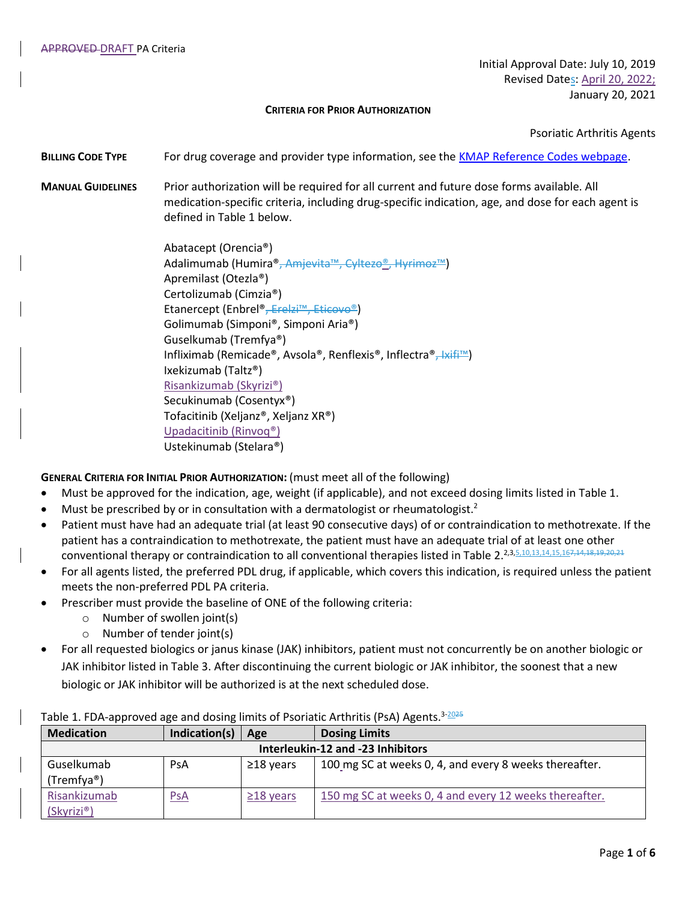APPROVED DRAFT PA Criteria

Initial Approval Date: July 10, 2019
Revised Dates: April 20, 2022; January 20, 2021

**CRITERIA FOR PRIOR AUTHORIZATION**

Psoriatic Arthritis Agents

**BILLING CODE TYPE** For drug coverage and provider type information, see the KMAP Reference Codes webpage.

**MANUAL GUIDELINES** Prior authorization will be required for all current and future dose forms available. All medication-specific criteria, including drug-specific indication, age, and dose for each agent is defined in Table 1 below.

Abatacept (Orencia®)
Adalimumab (Humira®, Amjevita™, Cyltezo®, Hyrimoz™)
Apremilast (Otezla®)
Certolizumab (Cimzia®)
Etanercept (Enbrel®, Erelzi™, Eticovo®)
Golimumab (Simponi®, Simponi Aria®)
Guselkumab (Tremfya®)
Infliximab (Remicade®, Avsola®, Renflexis®, Inflectra®, Ixifi™)
Ixekizumab (Taltz®)
Risankizumab (Skyrizi®)
Secukinumab (Cosentyx®)
Tofacitinib (Xeljanz®, Xeljanz XR®)
Upadacitinib (Rinvoq®)
Ustekinumab (Stelara®)

**GENERAL CRITERIA FOR INITIAL PRIOR AUTHORIZATION:** (must meet all of the following)

- Must be approved for the indication, age, weight (if applicable), and not exceed dosing limits listed in Table 1.
- Must be prescribed by or in consultation with a dermatologist or rheumatologist.[2]
- Patient must have had an adequate trial (at least 90 consecutive days) of or contraindication to methotrexate. If the patient has a contraindication to methotrexate, the patient must have an adequate trial of at least one other conventional therapy or contraindication to all conventional therapies listed in Table 2.[2,3,5,10,13,14,15,16,7,14,18,19,20,21]
- For all agents listed, the preferred PDL drug, if applicable, which covers this indication, is required unless the patient meets the non-preferred PDL PA criteria.
- Prescriber must provide the baseline of ONE of the following criteria:
  - Number of swollen joint(s)
  - Number of tender joint(s)
- For all requested biologics or janus kinase (JAK) inhibitors, patient must not concurrently be on another biologic or JAK inhibitor listed in Table 3. After discontinuing the current biologic or JAK inhibitor, the soonest that a new biologic or JAK inhibitor will be authorized is at the next scheduled dose.

Table 1. FDA-approved age and dosing limits of Psoriatic Arthritis (PsA) Agents.[3-2025]

| Medication | Indication(s) | Age | Dosing Limits |
|---|---|---|---|
| **Interleukin-12 and -23 Inhibitors** | | | |
| Guselkumab (Tremfya®) | PsA | ≥18 years | 100 mg SC at weeks 0, 4, and every 8 weeks thereafter. |
| Risankizumab (Skyrizi®) | PsA | ≥18 years | 150 mg SC at weeks 0, 4 and every 12 weeks thereafter. |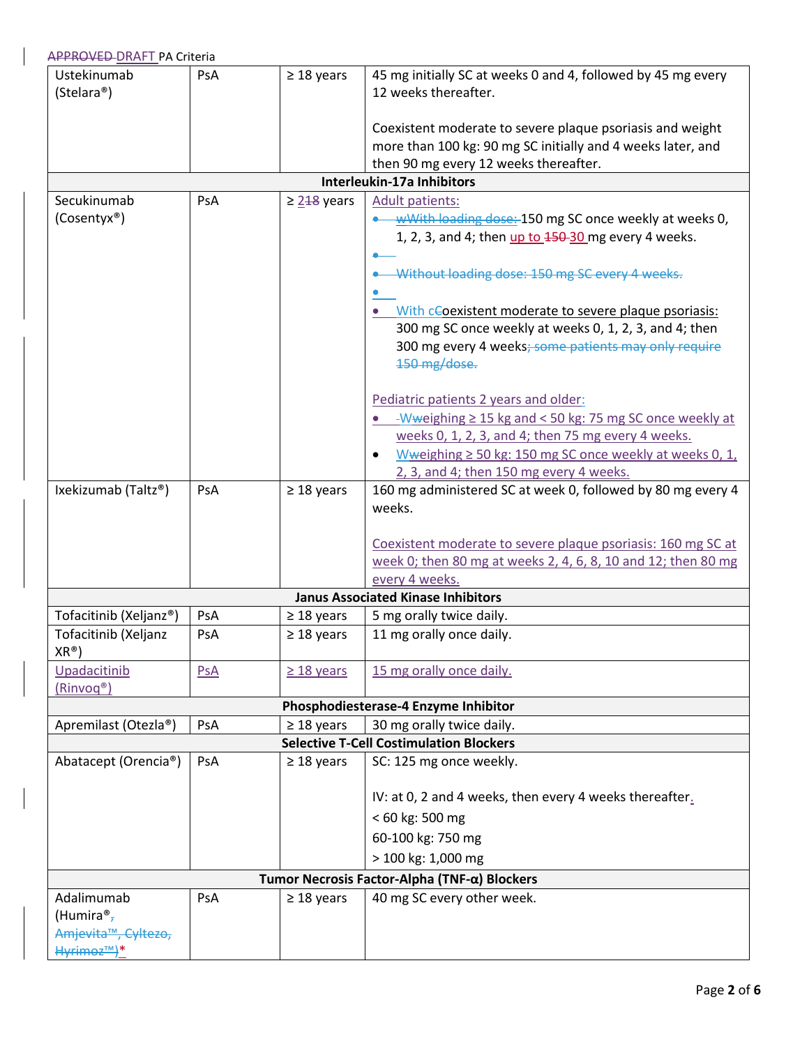| Drug | Indication | Age | Dosing |
|---|---|---|---|
| Ustekinumab (Stelara®) | PsA | ≥ 18 years | 45 mg initially SC at weeks 0 and 4, followed by 45 mg every 12 weeks thereafter.<br><br>Coexistent moderate to severe plaque psoriasis and weight more than 100 kg: 90 mg SC initially and 4 weeks later, and then 90 mg every 12 weeks thereafter. |
| **Interleukin-17a Inhibitors** | | | |
| Secukinumab (Cosentyx®) | PsA | ≥ 2~~18~~ years | Adult patients:<br>• ~~wWith loading dose:~~ 150 mg SC once weekly at weeks 0, 1, 2, 3, and 4; then up to ~~150~~ 30 mg every 4 weeks.<br>• ~~Without loading dose: 150 mg SC every 4 weeks.~~<br>• With c~~C~~oexistent moderate to severe plaque psoriasis: 300 mg SC once weekly at weeks 0, 1, 2, 3, and 4; then 300 mg every 4 weeks~~; some patients may only require 150 mg/dose.~~<br><br>Pediatric patients 2 years and older:<br>• W~~w~~eighing ≥ 15 kg and < 50 kg: 75 mg SC once weekly at weeks 0, 1, 2, 3, and 4; then 75 mg every 4 weeks.<br>• W~~w~~eighing ≥ 50 kg: 150 mg SC once weekly at weeks 0, 1, 2, 3, and 4; then 150 mg every 4 weeks. |
| Ixekizumab (Taltz®) | PsA | ≥ 18 years | 160 mg administered SC at week 0, followed by 80 mg every 4 weeks.<br><br>Coexistent moderate to severe plaque psoriasis: 160 mg SC at week 0; then 80 mg at weeks 2, 4, 6, 8, 10 and 12; then 80 mg every 4 weeks. |
| **Janus Associated Kinase Inhibitors** | | | |
| Tofacitinib (Xeljanz®) | PsA | ≥ 18 years | 5 mg orally twice daily. |
| Tofacitinib (Xeljanz XR®) | PsA | ≥ 18 years | 11 mg orally once daily. |
| Upadacitinib (Rinvoq®) | PsA | ≥ 18 years | 15 mg orally once daily. |
| **Phosphodiesterase-4 Enzyme Inhibitor** | | | |
| Apremilast (Otezla®) | PsA | ≥ 18 years | 30 mg orally twice daily. |
| **Selective T-Cell Costimulation Blockers** | | | |
| Abatacept (Orencia®) | PsA | ≥ 18 years | SC: 125 mg once weekly.<br><br>IV: at 0, 2 and 4 weeks, then every 4 weeks thereafter.<br>< 60 kg: 500 mg<br>60-100 kg: 750 mg<br>> 100 kg: 1,000 mg |
| **Tumor Necrosis Factor-Alpha (TNF-α) Blockers** | | | |
| Adalimumab (Humira®~~, Amjevita™, Cyltezo, Hyrimoz™)~~* | PsA | ≥ 18 years | 40 mg SC every other week. |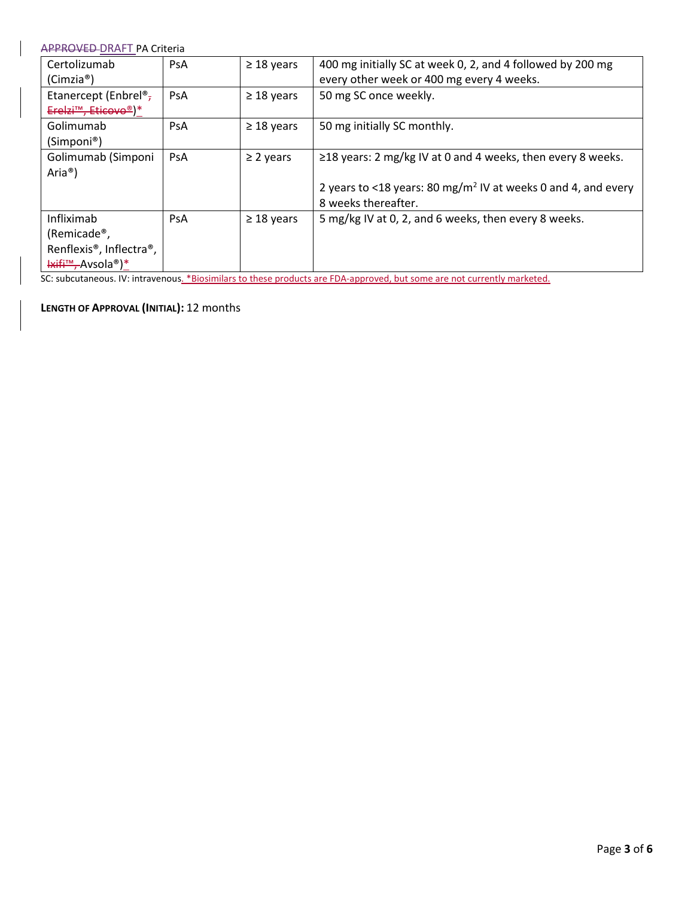~~APPROVED~~ DRAFT PA Criteria

| Certolizumab (Cimzia®) | PsA | ≥ 18 years | 400 mg initially SC at week 0, 2, and 4 followed by 200 mg every other week or 400 mg every 4 weeks. |
|---|---|---|---|
| Etanercept (Enbrel®~~, Erelzi™, Eticovo®~~)* | PsA | ≥ 18 years | 50 mg SC once weekly. |
| Golimumab (Simponi®) | PsA | ≥ 18 years | 50 mg initially SC monthly. |
| Golimumab (Simponi Aria®) | PsA | ≥ 2 years | ≥18 years: 2 mg/kg IV at 0 and 4 weeks, then every 8 weeks.<br><br>2 years to <18 years: 80 mg/m$^2$ IV at weeks 0 and 4, and every 8 weeks thereafter. |
| Infliximab (Remicade®, Renflexis®, Inflectra®, ~~Ixifi™,~~ Avsola®)* | PsA | ≥ 18 years | 5 mg/kg IV at 0, 2, and 6 weeks, then every 8 weeks. |

SC: subcutaneous. IV: intravenous. *Biosimilars to these products are FDA-approved, but some are not currently marketed.

**Length of Approval (Initial):** 12 months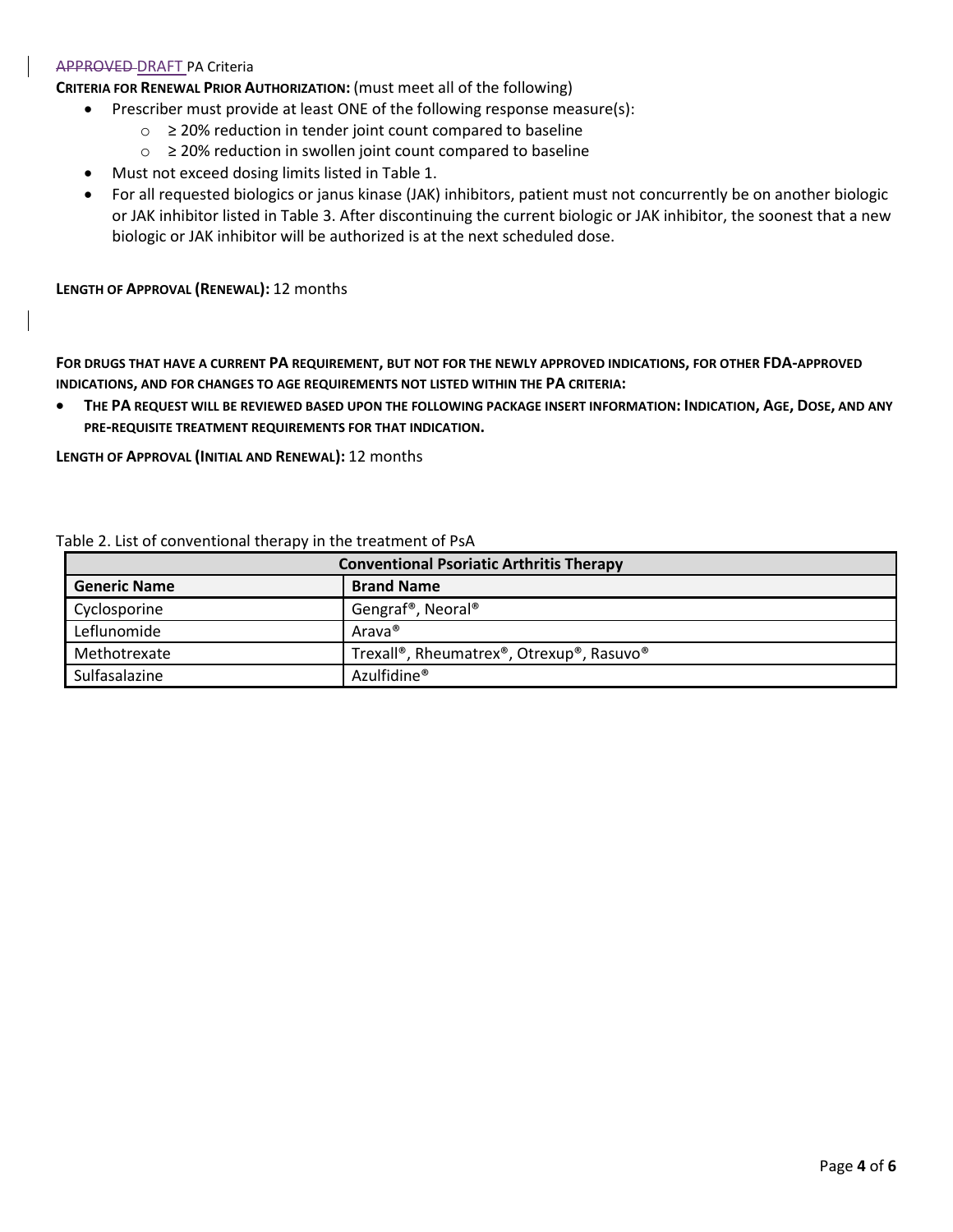~~APPROVED~~ DRAFT PA Criteria

**CRITERIA FOR RENEWAL PRIOR AUTHORIZATION:** (must meet all of the following)

- Prescriber must provide at least ONE of the following response measure(s):
  - ≥ 20% reduction in tender joint count compared to baseline
  - ≥ 20% reduction in swollen joint count compared to baseline
- Must not exceed dosing limits listed in Table 1.
- For all requested biologics or janus kinase (JAK) inhibitors, patient must not concurrently be on another biologic or JAK inhibitor listed in Table 3. After discontinuing the current biologic or JAK inhibitor, the soonest that a new biologic or JAK inhibitor will be authorized is at the next scheduled dose.

**LENGTH OF APPROVAL (RENEWAL):** 12 months

**FOR DRUGS THAT HAVE A CURRENT PA REQUIREMENT, BUT NOT FOR THE NEWLY APPROVED INDICATIONS, FOR OTHER FDA-APPROVED INDICATIONS, AND FOR CHANGES TO AGE REQUIREMENTS NOT LISTED WITHIN THE PA CRITERIA:**

- **THE PA REQUEST WILL BE REVIEWED BASED UPON THE FOLLOWING PACKAGE INSERT INFORMATION: INDICATION, AGE, DOSE, AND ANY PRE-REQUISITE TREATMENT REQUIREMENTS FOR THAT INDICATION.**

**LENGTH OF APPROVAL (INITIAL AND RENEWAL):** 12 months

Table 2. List of conventional therapy in the treatment of PsA

| Conventional Psoriatic Arthritis Therapy | |
|---|---|
| **Generic Name** | **Brand Name** |
| Cyclosporine | Gengraf®, Neoral® |
| Leflunomide | Arava® |
| Methotrexate | Trexall®, Rheumatrex®, Otrexup®, Rasuvo® |
| Sulfasalazine | Azulfidine® |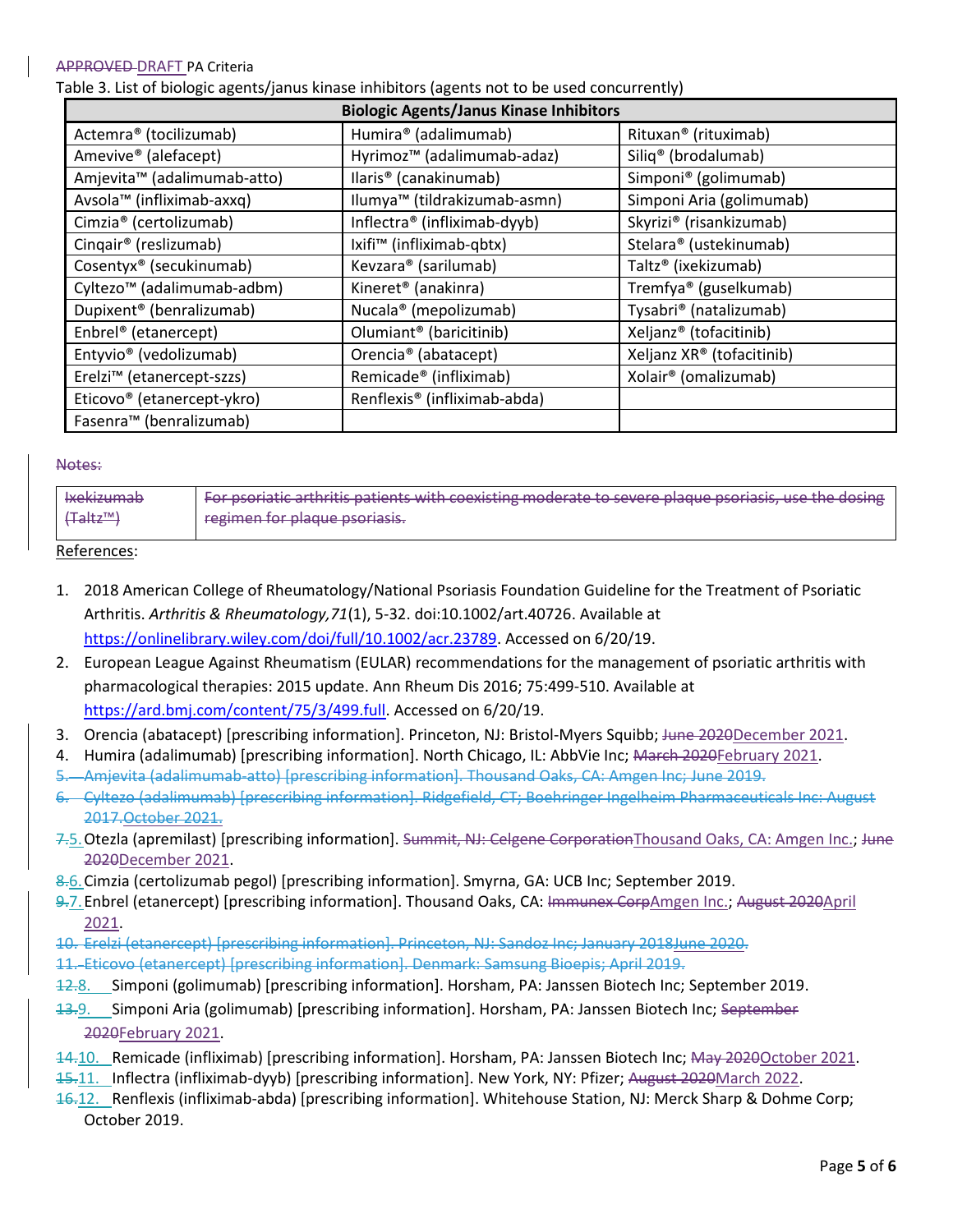~~APPROVED~~ DRAFT PA Criteria

Table 3. List of biologic agents/janus kinase inhibitors (agents not to be used concurrently)

| Biologic Agents/Janus Kinase Inhibitors | | |
|---|---|---|
| Actemra® (tocilizumab) | Humira® (adalimumab) | Rituxan® (rituximab) |
| Amevive® (alefacept) | Hyrimoz™ (adalimumab-adaz) | Siliq® (brodalumab) |
| Amjevita™ (adalimumab-atto) | Ilaris® (canakinumab) | Simponi® (golimumab) |
| Avsola™ (infliximab-axxq) | Ilumya™ (tildrakizumab-asmn) | Simponi Aria (golimumab) |
| Cimzia® (certolizumab) | Inflectra® (infliximab-dyyb) | Skyrizi® (risankizumab) |
| Cinqair® (reslizumab) | Ixifi™ (infliximab-qbtx) | Stelara® (ustekinumab) |
| Cosentyx® (secukinumab) | Kevzara® (sarilumab) | Taltz® (ixekizumab) |
| Cyltezo™ (adalimumab-adbm) | Kineret® (anakinra) | Tremfya® (guselkumab) |
| Dupixent® (benralizumab) | Nucala® (mepolizumab) | Tysabri® (natalizumab) |
| Enbrel® (etanercept) | Olumiant® (baricitinib) | Xeljanz® (tofacitinib) |
| Entyvio® (vedolizumab) | Orencia® (abatacept) | Xeljanz XR® (tofacitinib) |
| Erelzi™ (etanercept-szzs) | Remicade® (infliximab) | Xolair® (omalizumab) |
| Eticovo® (etanercept-ykro) | Renflexis® (infliximab-abda) | |
| Fasenra™ (benralizumab) | | |

~~Notes:~~

| ~~Ixekizumab (Taltz™)~~ | ~~For psoriatic arthritis patients with coexisting moderate to severe plaque psoriasis, use the dosing regimen for plaque psoriasis.~~ |
|---|---|

References:

1. 2018 American College of Rheumatology/National Psoriasis Foundation Guideline for the Treatment of Psoriatic Arthritis. *Arthritis & Rheumatology,71*(1), 5-32. doi:10.1002/art.40726. Available at https://onlinelibrary.wiley.com/doi/full/10.1002/acr.23789. Accessed on 6/20/19.
2. European League Against Rheumatism (EULAR) recommendations for the management of psoriatic arthritis with pharmacological therapies: 2015 update. Ann Rheum Dis 2016; 75:499-510. Available at https://ard.bmj.com/content/75/3/499.full. Accessed on 6/20/19.
3. Orencia (abatacept) [prescribing information]. Princeton, NJ: Bristol-Myers Squibb; ~~June 2020~~December 2021.
4. Humira (adalimumab) [prescribing information]. North Chicago, IL: AbbVie Inc; ~~March 2020~~February 2021.
5. ~~Amjevita (adalimumab-atto) [prescribing information]. Thousand Oaks, CA: Amgen Inc; June 2019.~~
6. ~~Cyltezo (adalimumab) [prescribing information]. Ridgefield, CT; Boehringer Ingelheim Pharmaceuticals Inc: August 2017.October 2021.~~
7. ~~7.~~5. Otezla (apremilast) [prescribing information]. ~~Summit, NJ: Celgene Corporation~~Thousand Oaks, CA: Amgen Inc.; ~~June 2020~~December 2021.
8. ~~8.~~6. Cimzia (certolizumab pegol) [prescribing information]. Smyrna, GA: UCB Inc; September 2019.
9. ~~9.~~7. Enbrel (etanercept) [prescribing information]. Thousand Oaks, CA: ~~Immunex Corp~~Amgen Inc.; ~~August 2020~~April 2021.
10. ~~Erelzi (etanercept) [prescribing information]. Princeton, NJ: Sandoz Inc; January 2018June 2020.~~
11. ~~Eticovo (etanercept) [prescribing information]. Denmark: Samsung Bioepis; April 2019.~~
12. ~~12.~~8. Simponi (golimumab) [prescribing information]. Horsham, PA: Janssen Biotech Inc; September 2019.
13. ~~13.~~9. Simponi Aria (golimumab) [prescribing information]. Horsham, PA: Janssen Biotech Inc; ~~September 2020~~February 2021.
14. ~~14.~~10. Remicade (infliximab) [prescribing information]. Horsham, PA: Janssen Biotech Inc; ~~May 2020~~October 2021.
15. ~~15.~~11. Inflectra (infliximab-dyyb) [prescribing information]. New York, NY: Pfizer; ~~August 2020~~March 2022.
16. ~~16.~~12. Renflexis (infliximab-abda) [prescribing information]. Whitehouse Station, NJ: Merck Sharp & Dohme Corp; October 2019.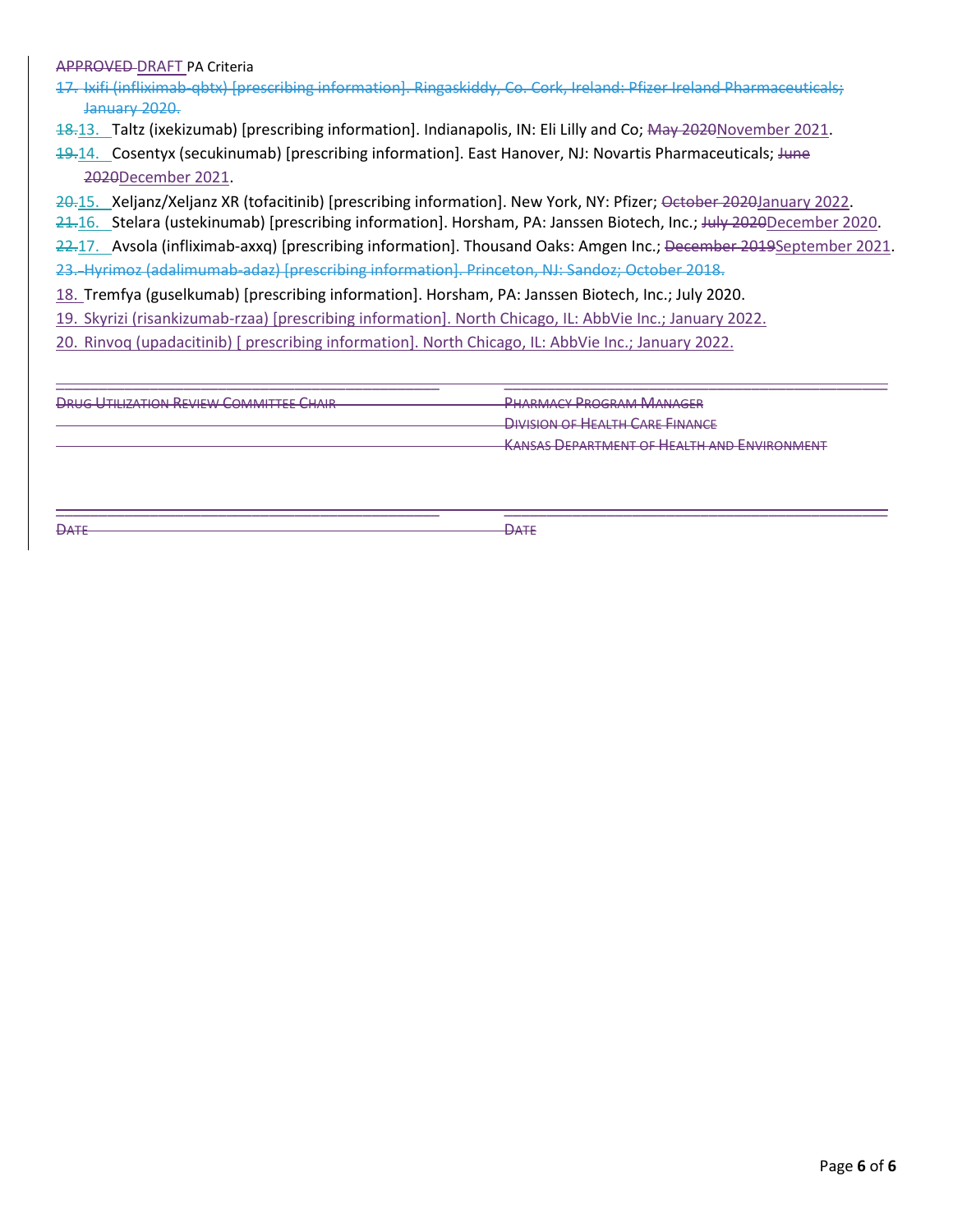~~APPROVED~~ DRAFT PA Criteria

~~17. Ixifi (infliximab-qbtx) [prescribing information]. Ringaskiddy, Co. Cork, Ireland: Pfizer Ireland Pharmaceuticals; January 2020.~~

~~18.~~13. Taltz (ixekizumab) [prescribing information]. Indianapolis, IN: Eli Lilly and Co; ~~May 2020~~November 2021.

~~19.~~14. Cosentyx (secukinumab) [prescribing information]. East Hanover, NJ: Novartis Pharmaceuticals; ~~June 2020~~December 2021.

~~20.~~15. Xeljanz/Xeljanz XR (tofacitinib) [prescribing information]. New York, NY: Pfizer; ~~October 2020~~January 2022.

~~21.~~16. Stelara (ustekinumab) [prescribing information]. Horsham, PA: Janssen Biotech, Inc.; ~~July 2020~~December 2020.

~~22.~~17. Avsola (infliximab-axxq) [prescribing information]. Thousand Oaks: Amgen Inc.; ~~December 2019~~September 2021.

~~23. Hyrimoz (adalimumab-adaz) [prescribing information]. Princeton, NJ: Sandoz; October 2018.~~

18. Tremfya (guselkumab) [prescribing information]. Horsham, PA: Janssen Biotech, Inc.; July 2020.

19. Skyrizi (risankizumab-rzaa) [prescribing information]. North Chicago, IL: AbbVie Inc.; January 2022.

20. Rinvoq (upadacitinib) [ prescribing information]. North Chicago, IL: AbbVie Inc.; January 2022.

~~DRUG UTILIZATION REVIEW COMMITTEE CHAIR~~

~~PHARMACY PROGRAM MANAGER~~
~~DIVISION OF HEALTH CARE FINANCE~~
~~KANSAS DEPARTMENT OF HEALTH AND ENVIRONMENT~~

~~DATE~~

~~DATE~~